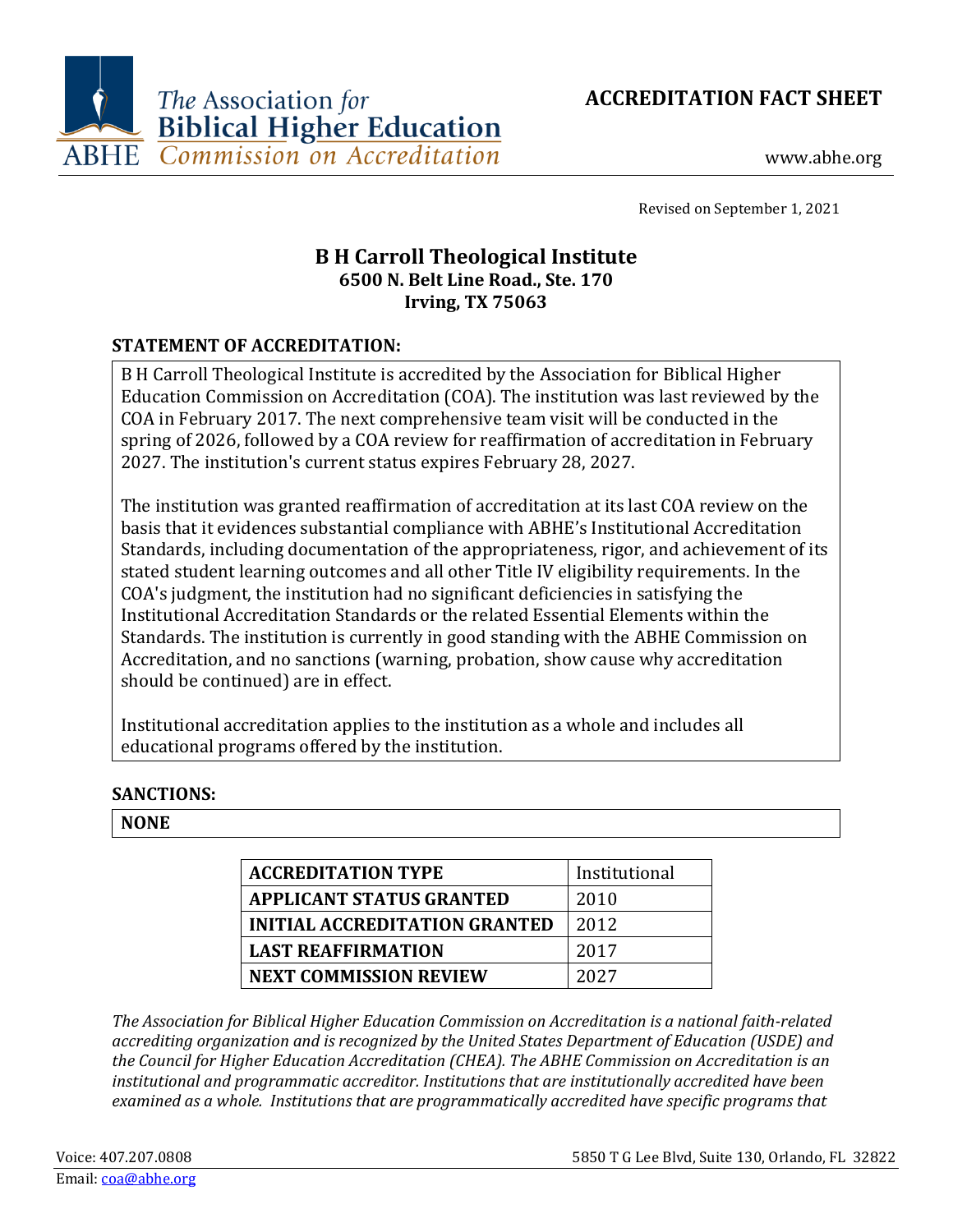The Association for Biblical Higher Education
ABHE Commission on Accreditation

# ACCREDITATION FACT SHEET

www.abhe.org

Revised on September 1, 2021

## B H Carroll Theological Institute
**6500 N. Belt Line Road., Ste. 170**
**Irving, TX 75063**

### STATEMENT OF ACCREDITATION:

B H Carroll Theological Institute is accredited by the Association for Biblical Higher Education Commission on Accreditation (COA). The institution was last reviewed by the COA in February 2017. The next comprehensive team visit will be conducted in the spring of 2026, followed by a COA review for reaffirmation of accreditation in February 2027. The institution's current status expires February 28, 2027.

The institution was granted reaffirmation of accreditation at its last COA review on the basis that it evidences substantial compliance with ABHE's Institutional Accreditation Standards, including documentation of the appropriateness, rigor, and achievement of its stated student learning outcomes and all other Title IV eligibility requirements. In the COA's judgment, the institution had no significant deficiencies in satisfying the Institutional Accreditation Standards or the related Essential Elements within the Standards. The institution is currently in good standing with the ABHE Commission on Accreditation, and no sanctions (warning, probation, show cause why accreditation should be continued) are in effect.

Institutional accreditation applies to the institution as a whole and includes all educational programs offered by the institution.

### SANCTIONS:

**NONE**

| **ACCREDITATION TYPE** | Institutional |
|---|---|
| **APPLICANT STATUS GRANTED** | 2010 |
| **INITIAL ACCREDITATION GRANTED** | 2012 |
| **LAST REAFFIRMATION** | 2017 |
| **NEXT COMMISSION REVIEW** | 2027 |

*The Association for Biblical Higher Education Commission on Accreditation is a national faith-related accrediting organization and is recognized by the United States Department of Education (USDE) and the Council for Higher Education Accreditation (CHEA). The ABHE Commission on Accreditation is an institutional and programmatic accreditor. Institutions that are institutionally accredited have been examined as a whole. Institutions that are programmatically accredited have specific programs that*

Voice: 407.207.0808
Email: coa@abhe.org
5850 T G Lee Blvd, Suite 130, Orlando, FL 32822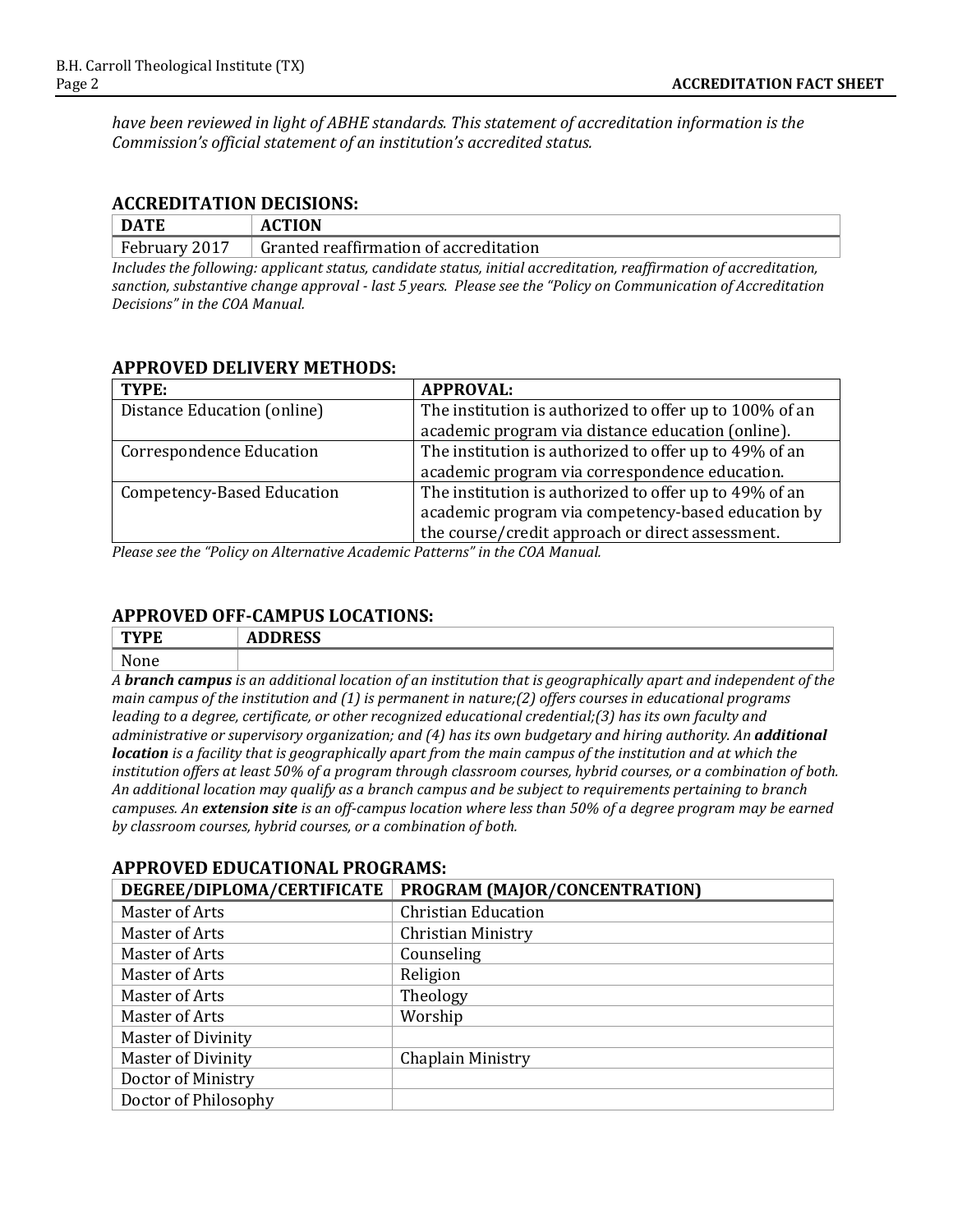*have been reviewed in light of ABHE standards. This statement of accreditation information is the Commission's official statement of an institution's accredited status.*

## ACCREDITATION DECISIONS:

| DATE | ACTION |
|---|---|
| February 2017 | Granted reaffirmation of accreditation |

*Includes the following: applicant status, candidate status, initial accreditation, reaffirmation of accreditation, sanction, substantive change approval - last 5 years. Please see the "Policy on Communication of Accreditation Decisions" in the COA Manual.*

## APPROVED DELIVERY METHODS:

| TYPE: | APPROVAL: |
|---|---|
| Distance Education (online) | The institution is authorized to offer up to 100% of an academic program via distance education (online). |
| Correspondence Education | The institution is authorized to offer up to 49% of an academic program via correspondence education. |
| Competency-Based Education | The institution is authorized to offer up to 49% of an academic program via competency-based education by the course/credit approach or direct assessment. |

*Please see the "Policy on Alternative Academic Patterns" in the COA Manual.*

## APPROVED OFF-CAMPUS LOCATIONS:

| TYPE | ADDRESS |
|---|---|
| None | |

*A **branch campus** is an additional location of an institution that is geographically apart and independent of the main campus of the institution and (1) is permanent in nature;(2) offers courses in educational programs leading to a degree, certificate, or other recognized educational credential;(3) has its own faculty and administrative or supervisory organization; and (4) has its own budgetary and hiring authority. An **additional location** is a facility that is geographically apart from the main campus of the institution and at which the institution offers at least 50% of a program through classroom courses, hybrid courses, or a combination of both. An additional location may qualify as a branch campus and be subject to requirements pertaining to branch campuses. An **extension site** is an off-campus location where less than 50% of a degree program may be earned by classroom courses, hybrid courses, or a combination of both.*

## APPROVED EDUCATIONAL PROGRAMS:

| DEGREE/DIPLOMA/CERTIFICATE | PROGRAM (MAJOR/CONCENTRATION) |
|---|---|
| Master of Arts | Christian Education |
| Master of Arts | Christian Ministry |
| Master of Arts | Counseling |
| Master of Arts | Religion |
| Master of Arts | Theology |
| Master of Arts | Worship |
| Master of Divinity | |
| Master of Divinity | Chaplain Ministry |
| Doctor of Ministry | |
| Doctor of Philosophy | |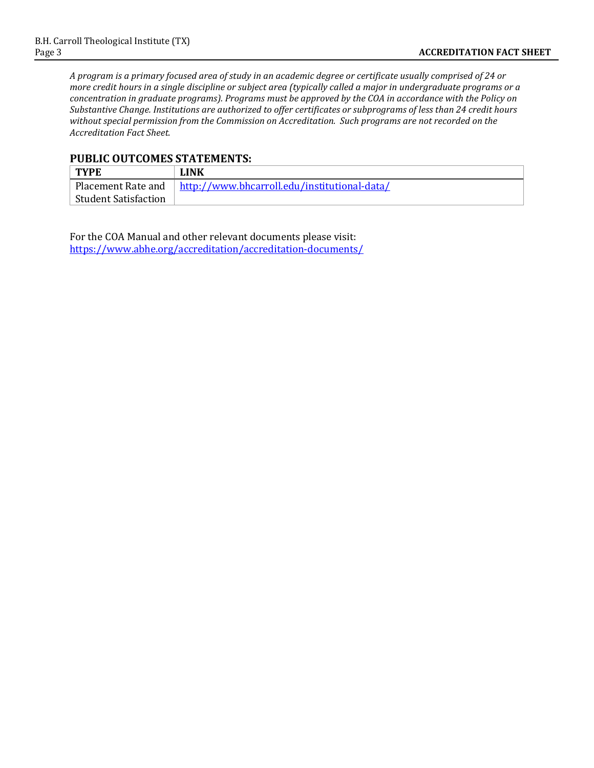*A program is a primary focused area of study in an academic degree or certificate usually comprised of 24 or more credit hours in a single discipline or subject area (typically called a major in undergraduate programs or a concentration in graduate programs). Programs must be approved by the COA in accordance with the Policy on Substantive Change. Institutions are authorized to offer certificates or subprograms of less than 24 credit hours without special permission from the Commission on Accreditation. Such programs are not recorded on the Accreditation Fact Sheet.*

## PUBLIC OUTCOMES STATEMENTS:

| TYPE | LINK |
|---|---|
| Placement Rate and Student Satisfaction | http://www.bhcarroll.edu/institutional-data/ |

For the COA Manual and other relevant documents please visit:
https://www.abhe.org/accreditation/accreditation-documents/